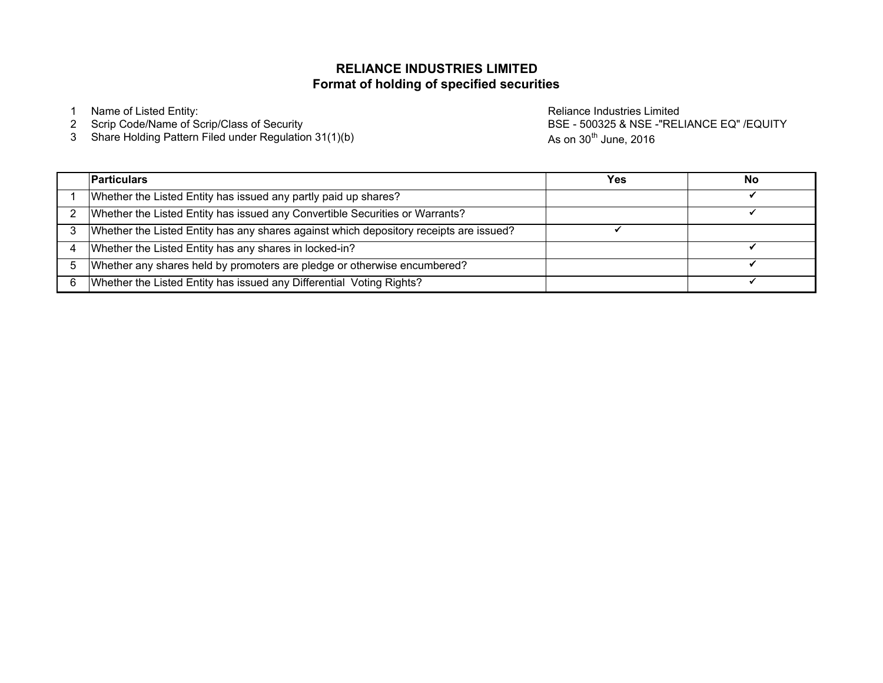# RELIANCE INDUSTRIES LIMITED

## Format of holding of specified securities

1. Name of Listed Entity: Reliance Industries Limited
2. Scrip Code/Name of Scrip/Class of Security: BSE - 500325 & NSE -"RELIANCE EQ" /EQUITY
3. Share Holding Pattern Filed under Regulation 31(1)(b): As on 30th June, 2016

| | Particulars | Yes | No |
|---|---|---|---|
| 1 | Whether the Listed Entity has issued any partly paid up shares? | | ✔ |
| 2 | Whether the Listed Entity has issued any Convertible Securities or Warrants? | | ✔ |
| 3 | Whether the Listed Entity has any shares against which depository receipts are issued? | ✔ | |
| 4 | Whether the Listed Entity has any shares in locked-in? | | ✔ |
| 5 | Whether any shares held by promoters are pledge or otherwise encumbered? | | ✔ |
| 6 | Whether the Listed Entity has issued any Differential Voting Rights? | | ✔ |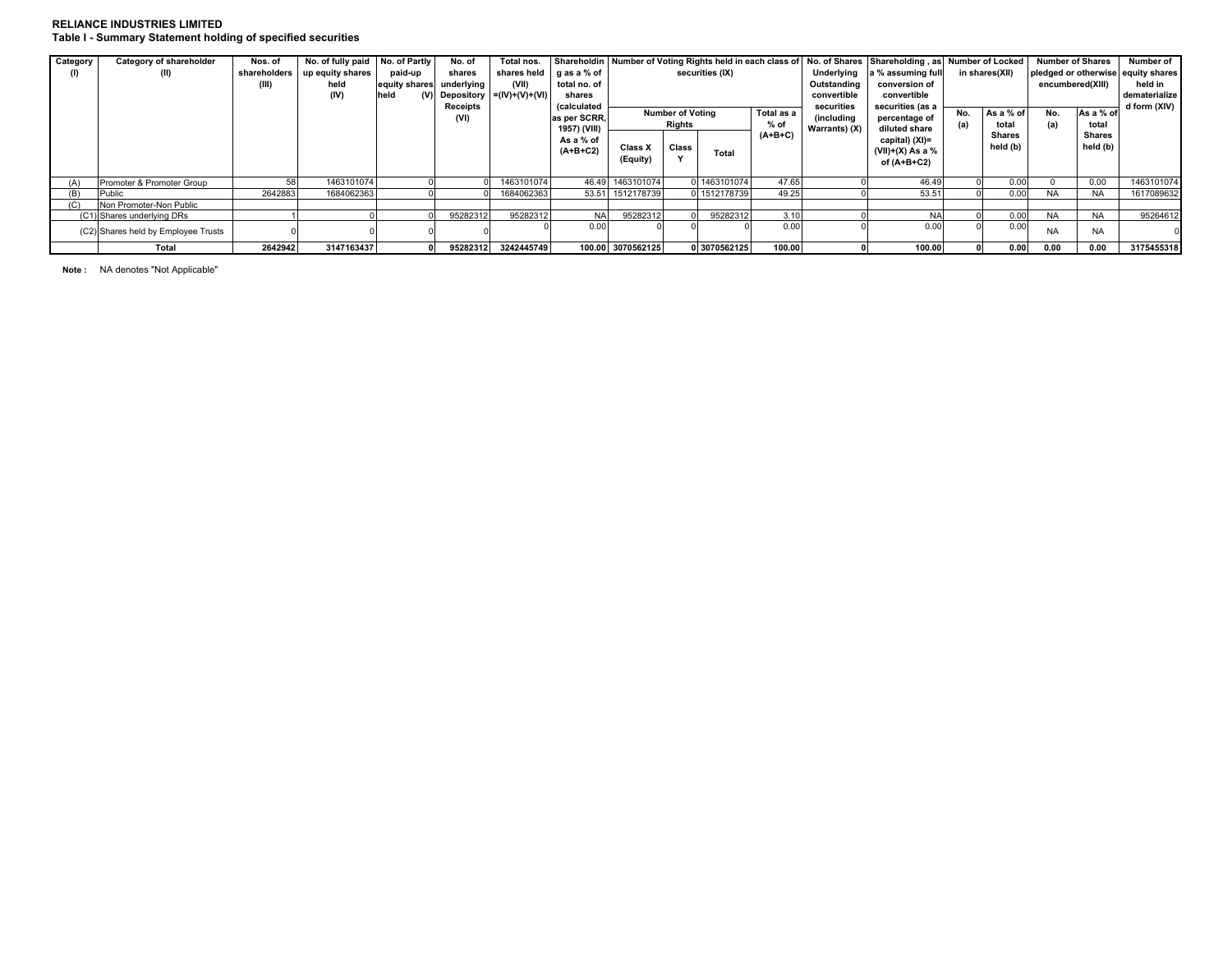**RELIANCE INDUSTRIES LIMITED**

**Table I - Summary Statement holding of specified securities**

| Category (I) | Category of shareholder (II) | Nos. of shareholders (III) | No. of fully paid up equity shares held (IV) | No. of Partly paid-up equity shares held (V) | No. of shares underlying Depository Receipts (VI) | Total nos. shares held (VII) =(IV)+(V)+(VI) | Shareholding as a % of total no. of shares (calculated as per SCRR, 1957) (VIII) As a % of (A+B+C2) | Number of Voting Rights held in each class of securities (IX) | | | | No. of Shares Underlying Outstanding convertible securities (including Warrants) (X) | Shareholding , as a % assuming full conversion of convertible securities (as a percentage of diluted share capital) (XI)= (VII)+(X) As a % of (A+B+C2) | Number of Locked in shares(XII) | | Number of Shares pledged or otherwise encumbered(XIII) | | Number of equity shares held in dematerialized form (XIV) |
|---|---|---|---|---|---|---|---|---|---|---|---|---|---|---|---|---|---|---|
| | | | | | | | | Number of Voting Rights | | | Total as a % of (A+B+C) | | | No. (a) | As a % of total Shares held (b) | No. (a) | As a % of total Shares held (b) | |
| | | | | | | | | Class X (Equity) | Class Y | Total | | | | | | | | |
| (A) | Promoter & Promoter Group | 58 | 1463101074 | 0 | 0 | 1463101074 | 46.49 | 1463101074 | 0 | 1463101074 | 47.65 | 0 | 46.49 | 0 | 0.00 | 0 | 0.00 | 1463101074 |
| (B) | Public | 2642883 | 1684062363 | 0 | 0 | 1684062363 | 53.51 | 1512178739 | 0 | 1512178739 | 49.25 | 0 | 53.51 | 0 | 0.00 | NA | NA | 1617089632 |
| (C) | Non Promoter-Non Public | | | | | | | | | | | | | | | | | |
| (C1) | Shares underlying DRs | 1 | 0 | 0 | 95282312 | 95282312 | NA | 95282312 | 0 | 95282312 | 3.10 | 0 | NA | 0 | 0.00 | NA | NA | 95264612 |
| (C2) | Shares held by Employee Trusts | 0 | 0 | 0 | 0 | 0 | 0.00 | 0 | 0 | 0 | 0.00 | 0 | 0.00 | 0 | 0.00 | NA | NA | 0 |
| | **Total** | **2642942** | **3147163437** | **0** | **95282312** | **3242445749** | **100.00** | **3070562125** | **0** | **3070562125** | **100.00** | **0** | **100.00** | **0** | **0.00** | **0.00** | **0.00** | **3175455318** |

**Note :** NA denotes "Not Applicable"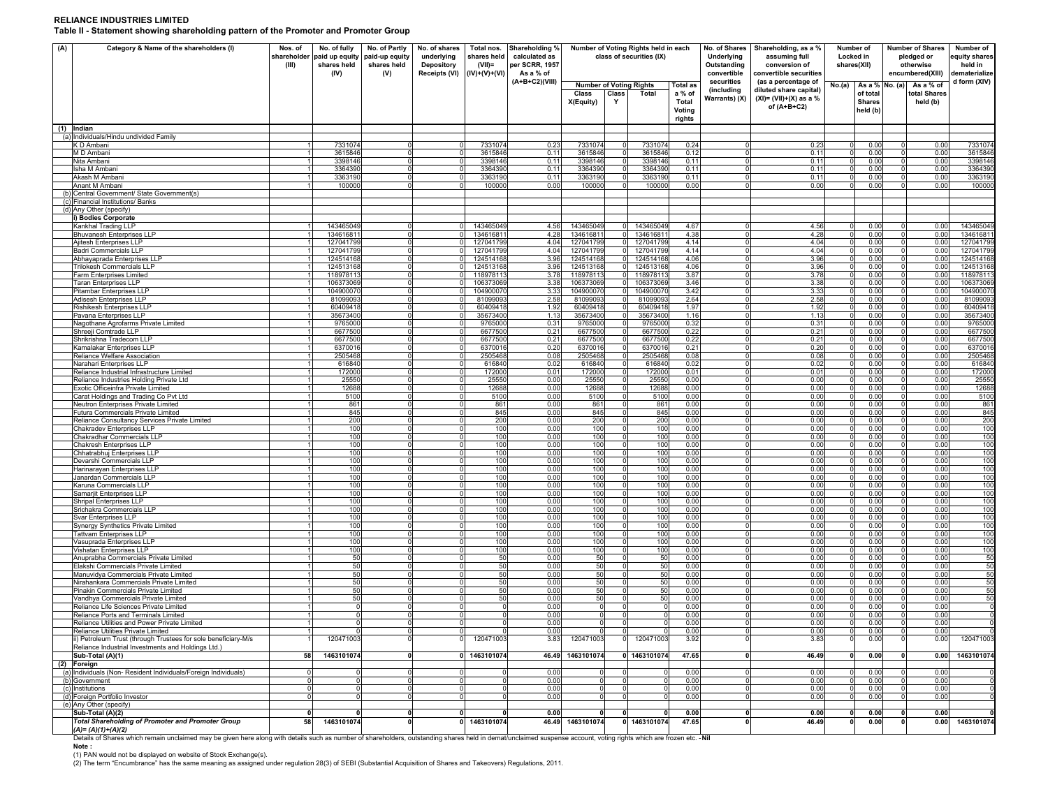**RELIANCE INDUSTRIES LIMITED**

**Table II - Statement showing shareholding pattern of the Promoter and Promoter Group**

| (A) | Category & Name of the shareholders (I) | Nos. of shareholder (III) | No. of fully paid up equity shares held (IV) | No. of Partly paid-up equity shares held (V) | No. of shares underlying Depository Receipts (VI) | Total nos. shares held (VII)= (IV)+(V)+(VI) | Shareholding % calculated as per SCRR, 1957 As a % of (A+B+C2)(VIII) | Number of Voting Rights held in each class of securities (IX) | | | | No. of Shares Underlying Outstanding convertible securities (including Warrants) (X) | Shareholding, as a % assuming full conversion of convertible securities (as a percentage of diluted share capital) (XI)= (VII)+(X) as a % of (A+B+C2) | Number of Locked in shares(XII) | | Number of Shares pledged or otherwise encumbered(XIII) | | Number of equity shares held in dematerialized form (XIV) |
|---|---|---|---|---|---|---|---|---|---|---|---|---|---|---|---|---|---|---|
| | | | | | | | | Number of Voting Rights | | | Total as a % of Total Voting rights | | | No.(a) | As a % of total Shares held (b) | No. (a) | As a % of total Shares held (b) | |
| | | | | | | | | Class X(Equity) | Class Y | Total | | | | | | | | |
| (1) | Indian | | | | | | | | | | | | | | | | | |
| (a) | Individuals/Hindu undivided Family | | | | | | | | | | | | | | | | | |
| | K D Ambani | 1 | 7331074 | 0 | 0 | 7331074 | 0.23 | 7331074 | 0 | 7331074 | 0.24 | 0 | 0.23 | 0 | 0.00 | 0 | 0.00 | 7331074 |
| | M D Ambani | 1 | 3615846 | 0 | 0 | 3615846 | 0.11 | 3615846 | 0 | 3615846 | 0.12 | 0 | 0.11 | 0 | 0.00 | 0 | 0.00 | 3615846 |
| | Nita Ambani | 1 | 3398146 | 0 | 0 | 3398146 | 0.11 | 3398146 | 0 | 3398146 | 0.11 | 0 | 0.11 | 0 | 0.00 | 0 | 0.00 | 3398146 |
| | Isha M Ambani | 1 | 3364390 | 0 | 0 | 3364390 | 0.11 | 3364390 | 0 | 3364390 | 0.11 | 0 | 0.11 | 0 | 0.00 | 0 | 0.00 | 3364390 |
| | Akash M Ambani | 1 | 3363190 | 0 | 0 | 3363190 | 0.11 | 3363190 | 0 | 3363190 | 0.11 | 0 | 0.11 | 0 | 0.00 | 0 | 0.00 | 3363190 |
| | Anant M Ambani | 1 | 100000 | 0 | 0 | 100000 | 0.00 | 100000 | 0 | 100000 | 0.00 | 0 | 0.00 | 0 | 0.00 | 0 | 0.00 | 100000 |
| (b) | Central Government/ State Government(s) | | | | | | | | | | | | | | | | | |
| (c) | Financial Institutions/ Banks | | | | | | | | | | | | | | | | | |
| (d) | Any Other (specify) | | | | | | | | | | | | | | | | | |
| | i) Bodies Corporate | | | | | | | | | | | | | | | | | |
| | Kankhal Trading LLP | 1 | 143465049 | 0 | 0 | 143465049 | 4.56 | 143465049 | 0 | 143465049 | 4.67 | 0 | 4.56 | 0 | 0.00 | 0 | 0.00 | 143465049 |
| | Bhuvanesh Enterprises LLP | 1 | 134616811 | 0 | 0 | 134616811 | 4.28 | 134616811 | 0 | 134616811 | 4.38 | 0 | 4.28 | 0 | 0.00 | 0 | 0.00 | 134616811 |
| | Ajitesh Enterprises LLP | 1 | 127041799 | 0 | 0 | 127041799 | 4.04 | 127041799 | 0 | 127041799 | 4.14 | 0 | 4.04 | 0 | 0.00 | 0 | 0.00 | 127041799 |
| | Badri Commercials LLP | 1 | 127041799 | 0 | 0 | 127041799 | 4.04 | 127041799 | 0 | 127041799 | 4.14 | 0 | 4.04 | 0 | 0.00 | 0 | 0.00 | 127041799 |
| | Abhayaprada Enterprises LLP | 1 | 124514168 | 0 | 0 | 124514168 | 3.96 | 124514168 | 0 | 124514168 | 4.06 | 0 | 3.96 | 0 | 0.00 | 0 | 0.00 | 124514168 |
| | Trilokesh Commercials LLP | 1 | 124513168 | 0 | 0 | 124513168 | 3.96 | 124513168 | 0 | 124513168 | 4.06 | 0 | 3.96 | 0 | 0.00 | 0 | 0.00 | 124513168 |
| | Farm Enterprises Limited | 1 | 118978113 | 0 | 0 | 118978113 | 3.78 | 118978113 | 0 | 118978113 | 3.87 | 0 | 3.78 | 0 | 0.00 | 0 | 0.00 | 118978113 |
| | Taran Enterprises LLP | 1 | 106373069 | 0 | 0 | 106373069 | 3.38 | 106373069 | 0 | 106373069 | 3.46 | 0 | 3.38 | 0 | 0.00 | 0 | 0.00 | 106373069 |
| | Pitambar Enterprises LLP | 1 | 104900070 | 0 | 0 | 104900070 | 3.33 | 104900070 | 0 | 104900070 | 3.42 | 0 | 3.33 | 0 | 0.00 | 0 | 0.00 | 104900070 |
| | Adisesh Enterprises LLP | 1 | 81099093 | 0 | 0 | 81099093 | 2.58 | 81099093 | 0 | 81099093 | 2.64 | 0 | 2.58 | 0 | 0.00 | 0 | 0.00 | 81099093 |
| | Rishikesh Enterprises LLP | 1 | 60409418 | 0 | 0 | 60409418 | 1.92 | 60409418 | 0 | 60409418 | 1.97 | 0 | 1.92 | 0 | 0.00 | 0 | 0.00 | 60409418 |
| | Pavana Enterprises LLP | 1 | 35673400 | 0 | 0 | 35673400 | 1.13 | 35673400 | 0 | 35673400 | 1.16 | 0 | 1.13 | 0 | 0.00 | 0 | 0.00 | 35673400 |
| | Nagothane Agrofarms Private Limited | 1 | 9765000 | 0 | 0 | 9765000 | 0.31 | 9765000 | 0 | 9765000 | 0.32 | 0 | 0.31 | 0 | 0.00 | 0 | 0.00 | 9765000 |
| | Shreeji Comtrade LLP | 1 | 6677500 | 0 | 0 | 6677500 | 0.21 | 6677500 | 0 | 6677500 | 0.22 | 0 | 0.21 | 0 | 0.00 | 0 | 0.00 | 6677500 |
| | Shrikrishna Tradecom LLP | 1 | 6677500 | 0 | 0 | 6677500 | 0.21 | 6677500 | 0 | 6677500 | 0.22 | 0 | 0.21 | 0 | 0.00 | 0 | 0.00 | 6677500 |
| | Kamalakar Enterprises LLP | 1 | 6370016 | 0 | 0 | 6370016 | 0.20 | 6370016 | 0 | 6370016 | 0.21 | 0 | 0.20 | 0 | 0.00 | 0 | 0.00 | 6370016 |
| | Reliance Welfare Association | 1 | 2505468 | 0 | 0 | 2505468 | 0.08 | 2505468 | 0 | 2505468 | 0.08 | 0 | 0.08 | 0 | 0.00 | 0 | 0.00 | 2505468 |
| | Narahari Enterprises LLP | 1 | 616840 | 0 | 0 | 616840 | 0.02 | 616840 | 0 | 616840 | 0.02 | 0 | 0.02 | 0 | 0.00 | 0 | 0.00 | 616840 |
| | Reliance Industrial Infrastructure Limited | 1 | 172000 | 0 | 0 | 172000 | 0.01 | 172000 | 0 | 172000 | 0.01 | 0 | 0.01 | 0 | 0.00 | 0 | 0.00 | 172000 |
| | Reliance Industries Holding Private Ltd | 1 | 25550 | 0 | 0 | 25550 | 0.00 | 25550 | 0 | 25550 | 0.00 | 0 | 0.00 | 0 | 0.00 | 0 | 0.00 | 25550 |
| | Exotic Officeinfra Private Limited | 1 | 12688 | 0 | 0 | 12688 | 0.00 | 12688 | 0 | 12688 | 0.00 | 0 | 0.00 | 0 | 0.00 | 0 | 0.00 | 12688 |
| | Carat Holdings and Trading Co Pvt Ltd | 1 | 5100 | 0 | 0 | 5100 | 0.00 | 5100 | 0 | 5100 | 0.00 | 0 | 0.00 | 0 | 0.00 | 0 | 0.00 | 5100 |
| | Neutron Enterprises Private Limited | 1 | 861 | 0 | 0 | 861 | 0.00 | 861 | 0 | 861 | 0.00 | 0 | 0.00 | 0 | 0.00 | 0 | 0.00 | 861 |
| | Futura Commercials Private Limited | 1 | 845 | 0 | 0 | 845 | 0.00 | 845 | 0 | 845 | 0.00 | 0 | 0.00 | 0 | 0.00 | 0 | 0.00 | 845 |
| | Reliance Consultancy Services Private Limited | 1 | 200 | 0 | 0 | 200 | 0.00 | 200 | 0 | 200 | 0.00 | 0 | 0.00 | 0 | 0.00 | 0 | 0.00 | 200 |
| | Chakradev Enterprises LLP | 1 | 100 | 0 | 0 | 100 | 0.00 | 100 | 0 | 100 | 0.00 | 0 | 0.00 | 0 | 0.00 | 0 | 0.00 | 100 |
| | Chakradhar Commercials LLP | 1 | 100 | 0 | 0 | 100 | 0.00 | 100 | 0 | 100 | 0.00 | 0 | 0.00 | 0 | 0.00 | 0 | 0.00 | 100 |
| | Chakresh Enterprises LLP | 1 | 100 | 0 | 0 | 100 | 0.00 | 100 | 0 | 100 | 0.00 | 0 | 0.00 | 0 | 0.00 | 0 | 0.00 | 100 |
| | Chhatrabhuj Enterprises LLP | 1 | 100 | 0 | 0 | 100 | 0.00 | 100 | 0 | 100 | 0.00 | 0 | 0.00 | 0 | 0.00 | 0 | 0.00 | 100 |
| | Devarshi Commercials LLP | 1 | 100 | 0 | 0 | 100 | 0.00 | 100 | 0 | 100 | 0.00 | 0 | 0.00 | 0 | 0.00 | 0 | 0.00 | 100 |
| | Harinarayan Enterprises LLP | 1 | 100 | 0 | 0 | 100 | 0.00 | 100 | 0 | 100 | 0.00 | 0 | 0.00 | 0 | 0.00 | 0 | 0.00 | 100 |
| | Janardan Commercials LLP | 1 | 100 | 0 | 0 | 100 | 0.00 | 100 | 0 | 100 | 0.00 | 0 | 0.00 | 0 | 0.00 | 0 | 0.00 | 100 |
| | Karuna Commercials LLP | 1 | 100 | 0 | 0 | 100 | 0.00 | 100 | 0 | 100 | 0.00 | 0 | 0.00 | 0 | 0.00 | 0 | 0.00 | 100 |
| | Samarjit Enterprises LLP | 1 | 100 | 0 | 0 | 100 | 0.00 | 100 | 0 | 100 | 0.00 | 0 | 0.00 | 0 | 0.00 | 0 | 0.00 | 100 |
| | Shripal Enterprises LLP | 1 | 100 | 0 | 0 | 100 | 0.00 | 100 | 0 | 100 | 0.00 | 0 | 0.00 | 0 | 0.00 | 0 | 0.00 | 100 |
| | Srichakra Commercials LLP | 1 | 100 | 0 | 0 | 100 | 0.00 | 100 | 0 | 100 | 0.00 | 0 | 0.00 | 0 | 0.00 | 0 | 0.00 | 100 |
| | Svar Enterprises LLP | 1 | 100 | 0 | 0 | 100 | 0.00 | 100 | 0 | 100 | 0.00 | 0 | 0.00 | 0 | 0.00 | 0 | 0.00 | 100 |
| | Synergy Synthetics Private Limited | 1 | 100 | 0 | 0 | 100 | 0.00 | 100 | 0 | 100 | 0.00 | 0 | 0.00 | 0 | 0.00 | 0 | 0.00 | 100 |
| | Tattvam Enterprises LLP | 1 | 100 | 0 | 0 | 100 | 0.00 | 100 | 0 | 100 | 0.00 | 0 | 0.00 | 0 | 0.00 | 0 | 0.00 | 100 |
| | Vasuprada Enterprises LLP | 1 | 100 | 0 | 0 | 100 | 0.00 | 100 | 0 | 100 | 0.00 | 0 | 0.00 | 0 | 0.00 | 0 | 0.00 | 100 |
| | Vishatan Enterprises LLP | 1 | 100 | 0 | 0 | 100 | 0.00 | 100 | 0 | 100 | 0.00 | 0 | 0.00 | 0 | 0.00 | 0 | 0.00 | 100 |
| | Anuprabha Commercials Private Limited | 1 | 50 | 0 | 0 | 50 | 0.00 | 50 | 0 | 50 | 0.00 | 0 | 0.00 | 0 | 0.00 | 0 | 0.00 | 50 |
| | Elakshi Commercials Private Limited | 1 | 50 | 0 | 0 | 50 | 0.00 | 50 | 0 | 50 | 0.00 | 0 | 0.00 | 0 | 0.00 | 0 | 0.00 | 50 |
| | Manuvidya Commercials Private Limited | 1 | 50 | 0 | 0 | 50 | 0.00 | 50 | 0 | 50 | 0.00 | 0 | 0.00 | 0 | 0.00 | 0 | 0.00 | 50 |
| | Nirahankara Commercials Private Limited | 1 | 50 | 0 | 0 | 50 | 0.00 | 50 | 0 | 50 | 0.00 | 0 | 0.00 | 0 | 0.00 | 0 | 0.00 | 50 |
| | Pinakin Commercials Private Limited | 1 | 50 | 0 | 0 | 50 | 0.00 | 50 | 0 | 50 | 0.00 | 0 | 0.00 | 0 | 0.00 | 0 | 0.00 | 50 |
| | Vandhya Commercials Private Limited | 1 | 50 | 0 | 0 | 50 | 0.00 | 50 | 0 | 50 | 0.00 | 0 | 0.00 | 0 | 0.00 | 0 | 0.00 | 50 |
| | Reliance Life Sciences Private Limited | 1 | 0 | 0 | 0 | 0 | 0.00 | 0 | 0 | 0 | 0.00 | 0 | 0.00 | 0 | 0.00 | 0 | 0.00 | 0 |
| | Reliance Ports and Terminals Limited | 1 | 0 | 0 | 0 | 0 | 0.00 | 0 | 0 | 0 | 0.00 | 0 | 0.00 | 0 | 0.00 | 0 | 0.00 | 0 |
| | Reliance Utilities and Power Private Limited | 1 | 0 | 0 | 0 | 0 | 0.00 | 0 | 0 | 0 | 0.00 | 0 | 0.00 | 0 | 0.00 | 0 | 0.00 | 0 |
| | Reliance Utilities Private Limited | 1 | 0 | 0 | 0 | 0 | 0.00 | 0 | 0 | 0 | 0.00 | 0 | 0.00 | 0 | 0.00 | 0 | 0.00 | 0 |
| | ii) Petroleum Trust (through Trustees for sole beneficiary-M/s Reliance Industrial Investments and Holdings Ltd.) | 1 | 120471003 | 0 | 0 | 120471003 | 3.83 | 120471003 | 0 | 120471003 | 3.92 | 0 | 3.83 | 0 | 0.00 | 0 | 0.00 | 120471003 |
| | **Sub-Total (A)(1)** | **58** | **1463101074** | **0** | **0** | **1463101074** | **46.49** | **1463101074** | **0** | **1463101074** | **47.65** | **0** | **46.49** | **0** | **0.00** | **0** | **0.00** | **1463101074** |
| (2) | **Foreign** | | | | | | | | | | | | | | | | | |
| (a) | Individuals (Non- Resident Individuals/Foreign Individuals) | 0 | 0 | 0 | 0 | 0 | 0.00 | 0 | 0 | 0 | 0.00 | 0 | 0.00 | 0 | 0.00 | 0 | 0.00 | 0 |
| (b) | Government | 0 | 0 | 0 | 0 | 0 | 0.00 | 0 | 0 | 0 | 0.00 | 0 | 0.00 | 0 | 0.00 | 0 | 0.00 | 0 |
| (c) | Institutions | 0 | 0 | 0 | 0 | 0 | 0.00 | 0 | 0 | 0 | 0.00 | 0 | 0.00 | 0 | 0.00 | 0 | 0.00 | 0 |
| (d) | Foreign Portfolio Investor | 0 | 0 | 0 | 0 | 0 | 0.00 | 0 | 0 | 0 | 0.00 | 0 | 0.00 | 0 | 0.00 | 0 | 0.00 | 0 |
| (e) | Any Other (specify) | | | | | | | | | | | | | | | | | |
| | **Sub-Total (A)(2)** | **0** | **0** | **0** | **0** | **0** | **0.00** | **0** | **0** | **0** | **0.00** | **0** | **0.00** | **0** | **0.00** | **0** | **0.00** | **0** |
| | ***Total Shareholding of Promoter and Promoter Group (A)= (A)(1)+(A)(2)*** | **58** | **1463101074** | **0** | **0** | **1463101074** | **46.49** | **1463101074** | **0** | **1463101074** | **47.65** | **0** | **46.49** | **0** | **0.00** | **0** | **0.00** | **1463101074** |

Details of Shares which remain unclaimed may be given here along with details such as number of shareholders, outstanding shares held in demat/unclaimed suspense account, voting rights which are frozen etc. - **Nil**

**Note :**

(1) PAN would not be displayed on website of Stock Exchange(s).

(2) The term "Encumbrance" has the same meaning as assigned under regulation 28(3) of SEBI (Substantial Acquisition of Shares and Takeovers) Regulations, 2011.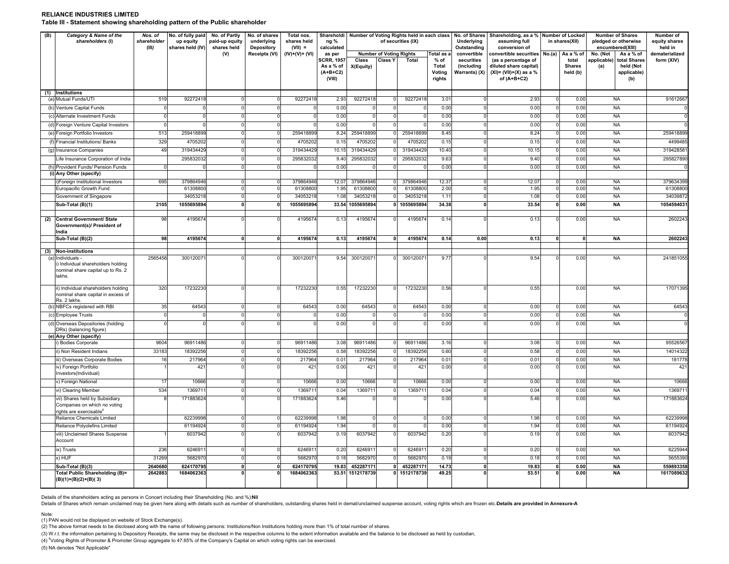**RELIANCE INDUSTRIES LIMITED**

**Table III - Statement showing shareholding pattern of the Public shareholder**

| (B) | Category & Name of the shareholders (I) | Nos. of shareholder (III) | No. of fully paid up equity shares held (IV) | No. of Partly paid-up equity shares held (V) | No. of shares underlying Depository Receipts (VI) | Total nos. shares held (VII) = (IV)+(V)+ (VI) | Shareholding % calculated as per SCRR, 1957 As a % of (A+B+C2) (VIII) | Number of Voting Rights held in each class of securities (IX) | | | | No. of Shares Underlying Outstanding convertible securities (including Warrants) (X) | Shareholding, as a % assuming full conversion of convertible securities (as a percentage of diluted share capital) (XI)= (VII)+(X) as a % of (A+B+C2) | Number of Locked in shares(XII) | | Number of Shares pledged or otherwise encumbered(XIII) | | Number of equity shares held in dematerialized form (XIV) |
|---|---|---|---|---|---|---|---|---|---|---|---|---|---|---|---|---|---|---|
| | | | | | | | | Number of Voting Rights | | | Total as a % of Total Voting rights | | | No.(a) | As a % of total Shares held (b) | No. (Not applicable) (a) | As a % of total Shares held (Not applicable) (b) | |
| | | | | | | | | Class X(Equity) | Class Y | Total | | | | | | | | |
| (1) | **Institutions** | | | | | | | | | | | | | | | | | |
| (a) | Mutual Funds/UTI | 519 | 92272418 | 0 | 0 | 92272418 | 2.93 | 92272418 | 0 | 92272418 | 3.01 | 0 | 2.93 | 0 | 0.00 | NA | | 91612667 |
| (b) | Venture Capital Funds | 0 | 0 | 0 | 0 | 0 | 0.00 | 0 | 0 | 0 | 0.00 | 0 | 0.00 | 0 | 0.00 | NA | | 0 |
| (c) | Alternate Investment Funds | 0 | 0 | 0 | 0 | 0 | 0.00 | 0 | 0 | 0 | 0.00 | 0 | 0.00 | 0 | 0.00 | NA | | 0 |
| (d) | Foreign Venture Capital Investors | 0 | 0 | 0 | 0 | 0 | 0.00 | 0 | 0 | 0 | 0.00 | 0 | 0.00 | 0 | 0.00 | NA | | 0 |
| (e) | Foreign Portfolio Investors | 513 | 259418899 | 0 | 0 | 259418899 | 8.24 | 259418899 | 0 | 259418899 | 8.45 | 0 | 8.24 | 0 | 0.00 | NA | | 259418899 |
| (f) | Financial Institutions/ Banks | 329 | 4705202 | 0 | 0 | 4705202 | 0.15 | 4705202 | 0 | 4705202 | 0.15 | 0 | 0.15 | 0 | 0.00 | NA | | 4499485 |
| (g) | Insurance Companies | 49 | 319434429 | 0 | 0 | 319434429 | 10.15 | 319434429 | 0 | 319434429 | 10.40 | 0 | 10.15 | 0 | 0.00 | NA | | 319428581 |
| | Life Insurance Corporation of India | | 295832032 | 0 | 0 | 295832032 | 9.40 | 295832032 | 0 | 295832032 | 9.63 | 0 | 9.40 | 0 | 0.00 | NA | | 295827890 |
| (h) | Provident Funds/ Pension Funds | 0 | 0 | 0 | 0 | 0 | 0.00 | 0 | 0 | 0 | 0.00 | 0 | 0.00 | 0 | 0.00 | NA | | 0 |
| (i) | **Any Other (specify)** | | | | | | | | | | | | | | | | | |
| | i)Foreign Institutional Investors | 695 | 379864946 | 0 | 0 | 379864946 | 12.07 | 379864946 | 0 | 379864946 | 12.37 | 0 | 12.07 | 0 | 0.00 | NA | | 379634399 |
| | Europacific Growth Fund | | 61308800 | 0 | 0 | 61308800 | 1.95 | 61308800 | 0 | 61308800 | 2.00 | 0 | 1.95 | 0 | 0.00 | NA | | 61308800 |
| | Government of Singapore | | 34053218 | 0 | 0 | 34053218 | 1.08 | 34053218 | 0 | 34053218 | 1.11 | 0 | 1.08 | 0 | 0.00 | NA | | 34039872 |
| | **Sub-Total (B)(1)** | **2105** | **1055695894** | **0** | **0** | **1055695894** | **33.54** | **1055695894** | **0** | **1055695894** | **34.38** | **0** | **33.54** | **0** | **0.00** | **NA** | | **1054594031** |
| (2) | **Central Government/ State Government(s)/ President of India** | 98 | 4195674 | 0 | 0 | 4195674 | 0.13 | 4195674 | 0 | 4195674 | 0.14 | 0 | 0.13 | 0 | 0.00 | NA | | 2602243 |
| | **Sub-Total (B)(2)** | **98** | **4195674** | **0** | **0** | **4195674** | **0.13** | **4195674** | **0** | **4195674** | **0.14** | **0.00** | **0.13** | **0** | **0** | **NA** | | **2602243** |
| (3) | **Non-institutions** | | | | | | | | | | | | | | | | | |
| (a) | Individuals - i) Individual shareholders holding nominal share capital up to Rs. 2 lakhs. | 2565456 | 300120071 | 0 | 0 | 300120071 | 9.54 | 300120071 | 0 | 300120071 | 9.77 | 0 | 9.54 | 0 | 0.00 | NA | | 241851055 |
| | ii) Individual shareholders holding nominal share capital in excess of Rs. 2 lakhs. | 320 | 17232230 | 0 | 0 | 17232230 | 0.55 | 17232230 | 0 | 17232230 | 0.56 | 0 | 0.55 | | 0.00 | NA | | 17071395 |
| (b) | NBFCs registered with RBI | 35 | 64543 | 0 | 0 | 64543 | 0.00 | 64543 | 0 | 64543 | 0.00 | 0 | 0.00 | 0 | 0.00 | NA | | 64543 |
| (c) | Employee Trusts | 0 | 0 | 0 | 0 | 0 | 0.00 | 0 | 0 | 0 | 0.00 | 0 | 0.00 | 0 | 0.00 | NA | | 0 |
| (d) | Overseas Depositories (holding DRs) (balancing figure) | 0 | 0 | 0 | 0 | 0 | 0.00 | 0 | 0 | 0 | 0.00 | 0 | 0.00 | 0 | 0.00 | NA | | 0 |
| (e) | **Any Other (specify)** | | | | | | | | | | | | | | | | | |
| | i) Bodies Corporate | 9604 | 96911486 | 0 | 0 | 96911486 | 3.08 | 96911486 | 0 | 96911486 | 3.16 | 0 | 3.08 | 0 | 0.00 | NA | | 95526567 |
| | ii) Non Resident Indians | 33183 | 18392256 | 0 | 0 | 18392256 | 0.58 | 18392256 | 0 | 18392256 | 0.60 | 0 | 0.58 | 0 | 0.00 | NA | | 14014322 |
| | iii) Overseas Corporate Bodies | 16 | 217964 | 0 | 0 | 217964 | 0.01 | 217964 | 0 | 217964 | 0.01 | 0 | 0.01 | 0 | 0.00 | NA | | 181778 |
| | iv) Foreign Portfolio Investors(Individual) | 1 | 421 | 0 | 0 | 421 | 0.00 | 421 | 0 | 421 | 0.00 | 0 | 0.00 | 0 | 0.00 | NA | | 421 |
| | v) Foreign National | 17 | 10666 | 0 | 0 | 10666 | 0.00 | 10666 | 0 | 10666 | 0.00 | 0 | 0.00 | 0 | 0.00 | NA | | 10666 |
| | vi) Clearing Member | 534 | 1369711 | 0 | 0 | 1369711 | 0.04 | 1369711 | 0 | 1369711 | 0.04 | 0 | 0.04 | 0 | 0.00 | NA | | 1369711 |
| | vii) Shares held by Subsidiary Companies on which no voting rights are exercisable[4] | 8 | 171883624 | 0 | 0 | 171883624 | 5.46 | 0 | 0 | 0 | 0.00 | 0 | 5.46 | 0 | 0.00 | NA | | 171883624 |
| | Reliance Chemicals Limited | | 62239998 | 0 | 0 | 62239998 | 1.98 | 0 | 0 | 0 | 0.00 | 0 | 1.98 | 0 | 0.00 | NA | | 62239998 |
| | Reliance Polyolefins Limited | | 61194924 | 0 | 0 | 61194924 | 1.94 | 0 | 0 | 0 | 0.00 | 0 | 1.94 | 0 | 0.00 | NA | | 61194924 |
| | viii) Unclaimed Shares Suspense Account | 1 | 6037942 | 0 | 0 | 6037942 | 0.19 | 6037942 | 0 | 6037942 | 0.20 | 0 | 0.19 | 0 | 0.00 | NA | | 6037942 |
| | ix) Trusts | 236 | 6246911 | 0 | 0 | 6246911 | 0.20 | 6246911 | 0 | 6246911 | 0.20 | 0 | 0.20 | 0 | 0.00 | NA | | 6225944 |
| | x) HUF | 31269 | 5682970 | 0 | 0 | 5682970 | 0.18 | 5682970 | 0 | 5682970 | 0.19 | 0 | 0.18 | 0 | 0.00 | NA | | 5655390 |
| | **Sub-Total (B)(3)** | **2640680** | **624170795** | **0** | **0** | **624170795** | **19.83** | **452287171** | **0** | **452287171** | **14.73** | **0** | **19.83** | **0** | **0.00** | **NA** | | **559893358** |
| | **Total Public Shareholding (B)= (B)(1)+(B)(2)+(B)( 3)** | **2642883** | **1684062363** | **0** | **0** | **1684062363** | **53.51** | **1512178739** | **0** | **1512178739** | **49.25** | **0** | **53.51** | **0** | **0.00** | **NA** | | **1617089632** |

Details of the shareholders acting as persons in Concert including their Shareholding (No. and %):**Nil**

Details of Shares which remain unclaimed may be given here along with details such as number of shareholders, outstanding shares held in demat/unclaimed suspense account, voting rights which are frozen etc.**Details are provided in Annexure-A**

Note:

(1) PAN would not be displayed on website of Stock Exchange(s).

(2) The above format needs to be disclosed along with the name of following persons: Institutions/Non Institutions holding more than 1% of total number of shares.

(3) W.r.t. the information pertaining to Depository Receipts, the same may be disclosed in the respective columns to the extent information available and the balance to be disclosed as held by custodian,

(4) [4]Voting Rights of Promoter & Promoter Group aggregate to 47.65% of the Company's Capital on which voting rights can be exercised.

(5) NA denotes "Not Applicable"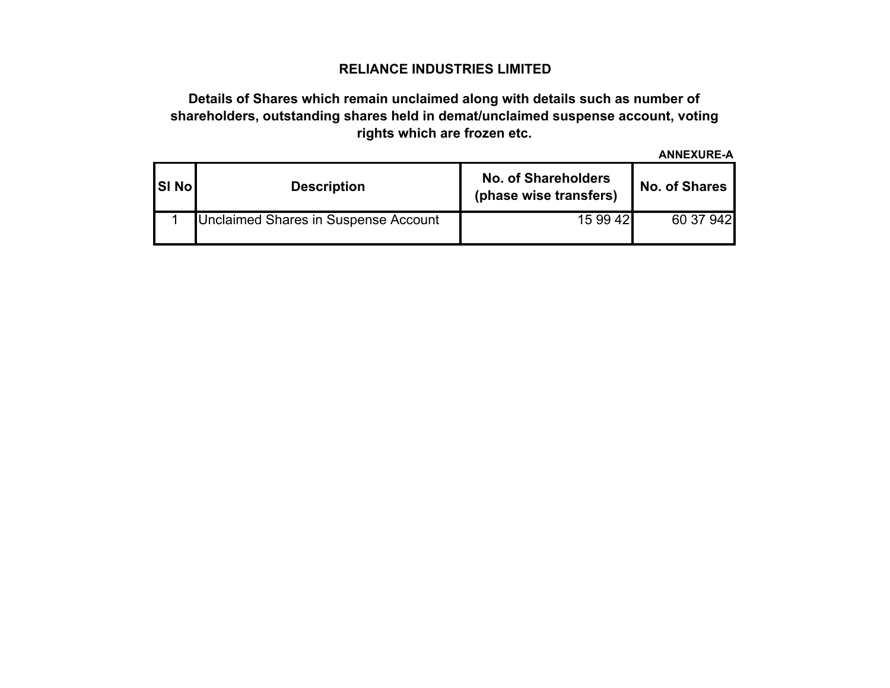# RELIANCE INDUSTRIES LIMITED

## Details of Shares which remain unclaimed along with details such as number of shareholders, outstanding shares held in demat/unclaimed suspense account, voting rights which are frozen etc.

**ANNEXURE-A**

| Sl No | Description | No. of Shareholders (phase wise transfers) | No. of Shares |
|---|---|---|---|
| 1 | Unclaimed Shares in Suspense Account | 15 99 42 | 60 37 942 |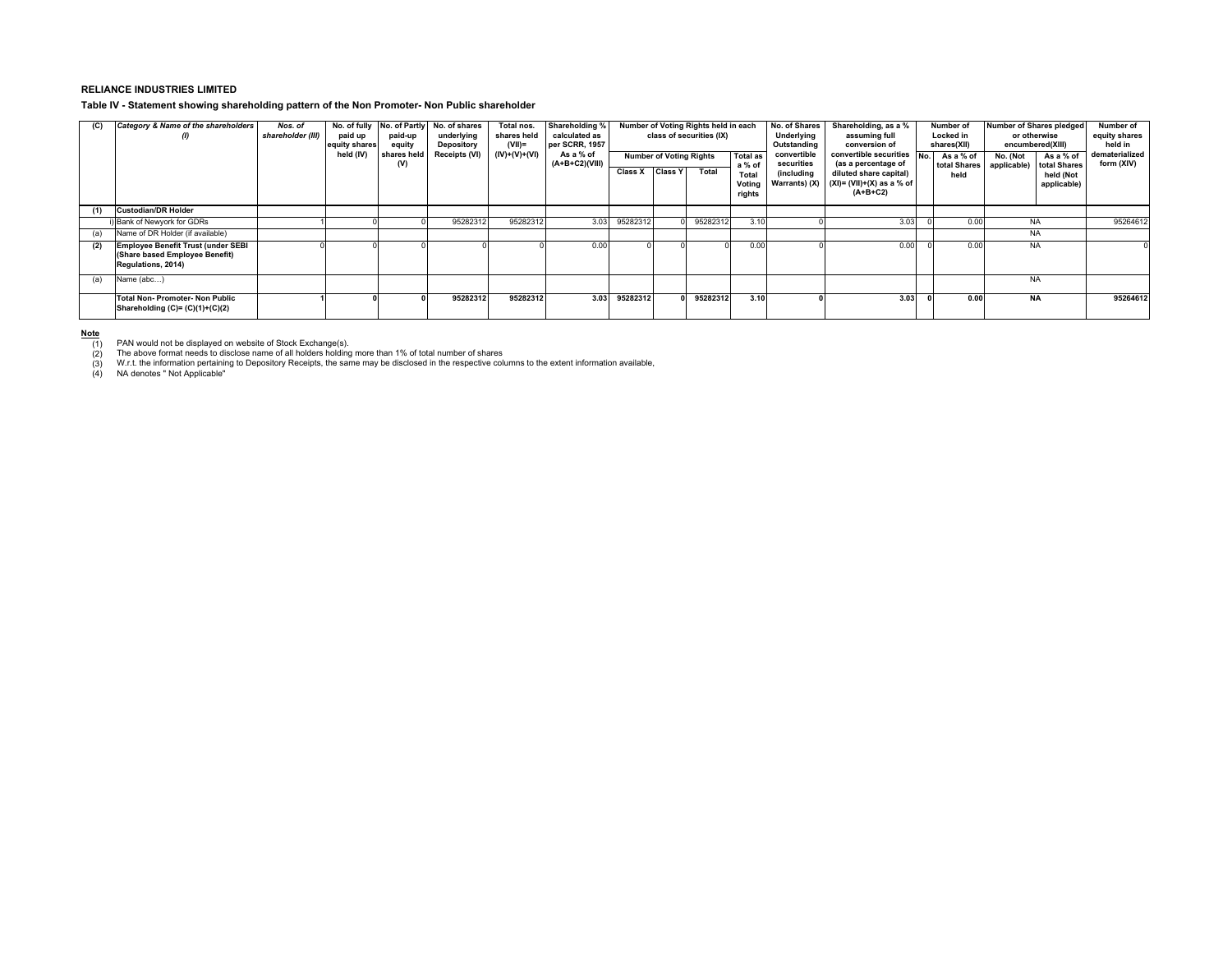**RELIANCE INDUSTRIES LIMITED**

**Table IV - Statement showing shareholding pattern of the Non Promoter- Non Public shareholder**

| (C) | Category & Name of the shareholders (I) | Nos. of shareholder (III) | No. of fully paid up equity shares held (IV) | No. of Partly paid-up equity shares held (V) | No. of shares underlying Depository Receipts (VI) | Total nos. shares held (VII)= (IV)+(V)+(VI) | Shareholding % calculated as per SCRR, 1957 As a % of (A+B+C2)(VIII) | Number of Voting Rights held in each class of securities (IX) | | | | No. of Shares Underlying Outstanding convertible securities (including Warrants) (X) | Shareholding, as a % assuming full conversion of convertible securities (as a percentage of diluted share capital) (XI)= (VII)+(X) as a % of (A+B+C2) | Number of Locked in shares(XII) | | Number of Shares pledged or otherwise encumbered(XIII) | | Number of equity shares held in dematerialized form (XIV) |
|---|---|---|---|---|---|---|---|---|---|---|---|---|---|---|---|---|---|---|
| | | | | | | | | Number of Voting Rights | | | Total as a % of Total Voting rights | | | No. | As a % of total Shares held | No. (Not applicable) | As a % of total Shares held (Not applicable) | |
| | | | | | | | | Class X | Class Y | Total | | | | | | | | |
| (1) | Custodian/DR Holder | | | | | | | | | | | | | | | | | |
| | i) Bank of Newyork for GDRs | 1 | 0 | 0 | 95282312 | 95282312 | 3.03 | 95282312 | 0 | 95282312 | 3.10 | 0 | 3.03 | 0 | 0.00 | NA | | 95264612 |
| (a) | Name of DR Holder (if available) | | | | | | | | | | | | | | | NA | | |
| (2) | Employee Benefit Trust (under SEBI (Share based Employee Benefit) Regulations, 2014) | 0 | 0 | 0 | 0 | 0 | 0.00 | 0 | 0 | 0 | 0.00 | 0 | 0.00 | 0 | 0.00 | NA | | 0 |
| (a) | Name (abc…) | | | | | | | | | | | | | | | NA | | |
| | **Total Non- Promoter- Non Public Shareholding (C)= (C)(1)+(C)(2)** | **1** | **0** | **0** | **95282312** | **95282312** | **3.03** | **95282312** | **0** | **95282312** | **3.10** | **0** | **3.03** | **0** | **0.00** | **NA** | | **95264612** |

**Note**

(1) PAN would not be displayed on website of Stock Exchange(s).

(2) The above format needs to disclose name of all holders holding more than 1% of total number of shares

(3) W.r.t. the information pertaining to Depository Receipts, the same may be disclosed in the respective columns to the extent information available,

(4) NA denotes " Not Applicable"